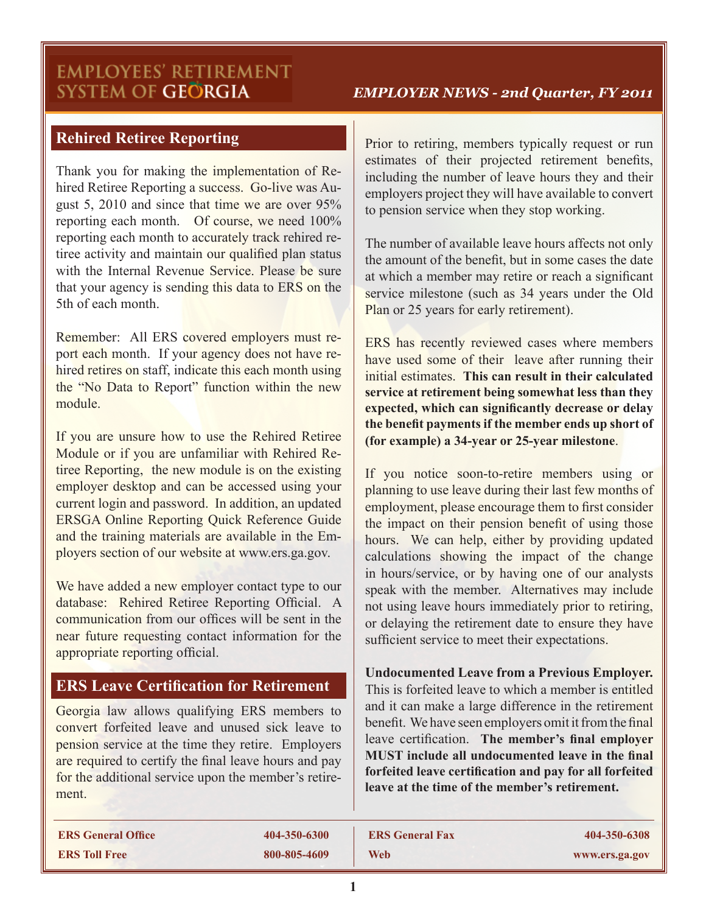# EMPLOYEES' RETIREMENT SYSTEM OF GEORGIA

*EMPLOYER NEWS - 2nd Quarter, FY 2011*

## Rehired Retiree Reporting

Thank you for making the implementation of Rehired Retiree Reporting a success. Go-live was August 5, 2010 and since that time we are over 95% reporting each month. Of course, we need 100% reporting each month to accurately track rehired retiree activity and maintain our qualified plan status with the Internal Revenue Service. Please be sure that your agency is sending this data to ERS on the 5th of each month.

Remember: All ERS covered employers must report each month. If your agency does not have rehired retires on staff, indicate this each month using the "No Data to Report" function within the new module.

If you are unsure how to use the Rehired Retiree Module or if you are unfamiliar with Rehired Retiree Reporting, the new module is on the existing employer desktop and can be accessed using your current login and password. In addition, an updated ERSGA Online Reporting Quick Reference Guide and the training materials are available in the Employers section of our website at www.ers.ga.gov.

We have added a new employer contact type to our database: Rehired Retiree Reporting Official. A communication from our offices will be sent in the near future requesting contact information for the appropriate reporting official.

## ERS Leave Certification for Retirement

Georgia law allows qualifying ERS members to convert forfeited leave and unused sick leave to pension service at the time they retire. Employers are required to certify the final leave hours and pay for the additional service upon the member's retirement.

Prior to retiring, members typically request or run estimates of their projected retirement benefits, including the number of leave hours they and their employers project they will have available to convert to pension service when they stop working.

The number of available leave hours affects not only the amount of the benefit, but in some cases the date at which a member may retire or reach a significant service milestone (such as 34 years under the Old Plan or 25 years for early retirement).

ERS has recently reviewed cases where members have used some of their leave after running their initial estimates. **This can result in their calculated service at retirement being somewhat less than they expected, which can significantly decrease or delay the benefit payments if the member ends up short of (for example) a 34-year or 25-year milestone**.

If you notice soon-to-retire members using or planning to use leave during their last few months of employment, please encourage them to first consider the impact on their pension benefit of using those hours. We can help, either by providing updated calculations showing the impact of the change in hours/service, or by having one of our analysts speak with the member. Alternatives may include not using leave hours immediately prior to retiring, or delaying the retirement date to ensure they have sufficient service to meet their expectations.

**Undocumented Leave from a Previous Employer.** This is forfeited leave to which a member is entitled and it can make a large difference in the retirement benefit. We have seen employers omit it from the final leave certification. **The member's final employer MUST include all undocumented leave in the final forfeited leave certification and pay for all forfeited leave at the time of the member's retirement.**

| | | | |
|---|---|---|---|
| **ERS General Office** | **404-350-6300** | **ERS General Fax** | **404-350-6308** |
| **ERS Toll Free** | **800-805-4609** | **Web** | **www.ers.ga.gov** |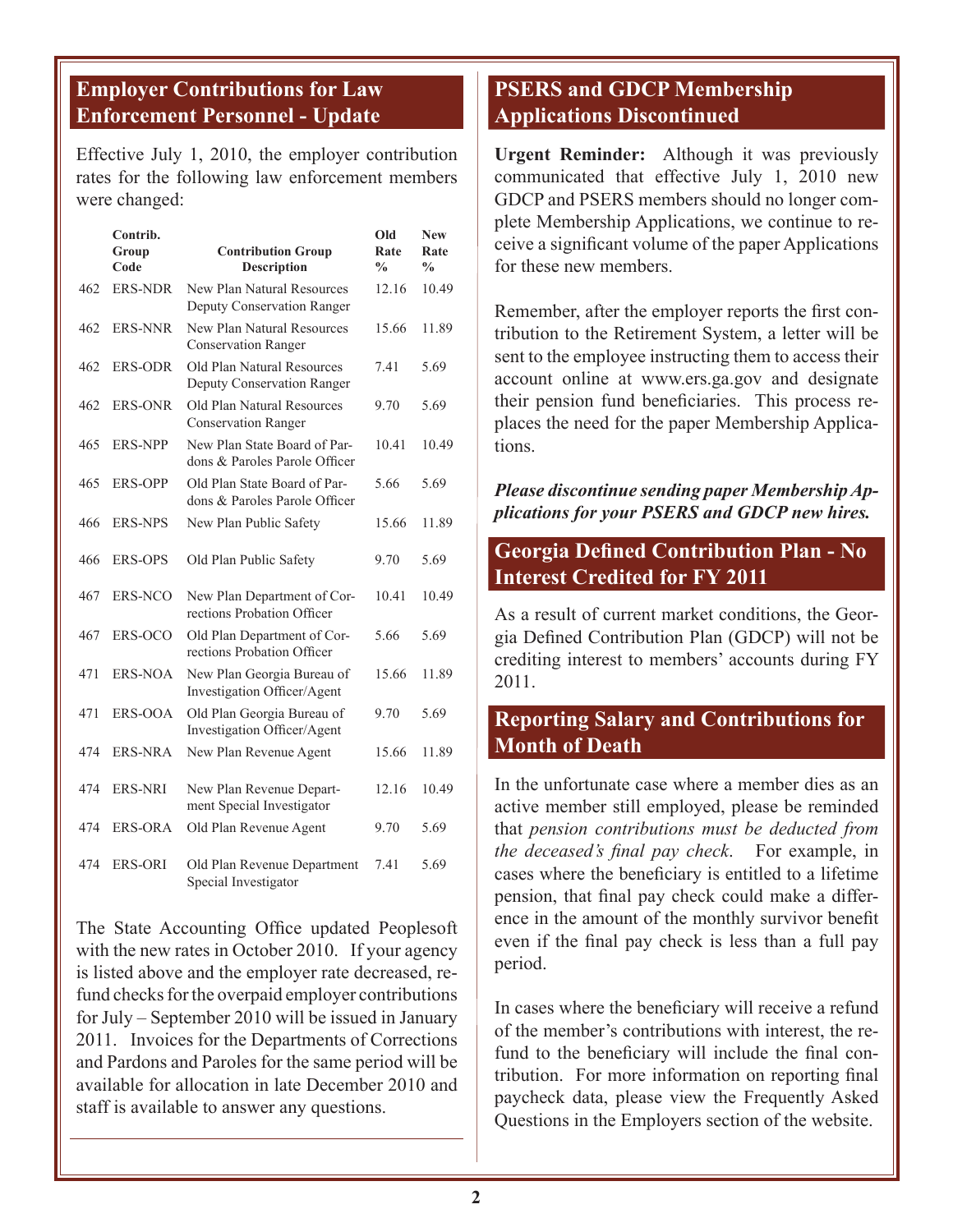## Employer Contributions for Law Enforcement Personnel - Update

Effective July 1, 2010, the employer contribution rates for the following law enforcement members were changed:

| | Contrib. Group Code | Contribution Group Description | Old Rate % | New Rate % |
|---|---|---|---|---|
| 462 | ERS-NDR | New Plan Natural Resources Deputy Conservation Ranger | 12.16 | 10.49 |
| 462 | ERS-NNR | New Plan Natural Resources Conservation Ranger | 15.66 | 11.89 |
| 462 | ERS-ODR | Old Plan Natural Resources Deputy Conservation Ranger | 7.41 | 5.69 |
| 462 | ERS-ONR | Old Plan Natural Resources Conservation Ranger | 9.70 | 5.69 |
| 465 | ERS-NPP | New Plan State Board of Pardons & Paroles Parole Officer | 10.41 | 10.49 |
| 465 | ERS-OPP | Old Plan State Board of Pardons & Paroles Parole Officer | 5.66 | 5.69 |
| 466 | ERS-NPS | New Plan Public Safety | 15.66 | 11.89 |
| 466 | ERS-OPS | Old Plan Public Safety | 9.70 | 5.69 |
| 467 | ERS-NCO | New Plan Department of Corrections Probation Officer | 10.41 | 10.49 |
| 467 | ERS-OCO | Old Plan Department of Corrections Probation Officer | 5.66 | 5.69 |
| 471 | ERS-NOA | New Plan Georgia Bureau of Investigation Officer/Agent | 15.66 | 11.89 |
| 471 | ERS-OOA | Old Plan Georgia Bureau of Investigation Officer/Agent | 9.70 | 5.69 |
| 474 | ERS-NRA | New Plan Revenue Agent | 15.66 | 11.89 |
| 474 | ERS-NRI | New Plan Revenue Department Special Investigator | 12.16 | 10.49 |
| 474 | ERS-ORA | Old Plan Revenue Agent | 9.70 | 5.69 |
| 474 | ERS-ORI | Old Plan Revenue Department Special Investigator | 7.41 | 5.69 |

The State Accounting Office updated Peoplesoft with the new rates in October 2010. If your agency is listed above and the employer rate decreased, refund checks for the overpaid employer contributions for July – September 2010 will be issued in January 2011. Invoices for the Departments of Corrections and Pardons and Paroles for the same period will be available for allocation in late December 2010 and staff is available to answer any questions.

## PSERS and GDCP Membership Applications Discontinued

**Urgent Reminder:** Although it was previously communicated that effective July 1, 2010 new GDCP and PSERS members should no longer complete Membership Applications, we continue to receive a significant volume of the paper Applications for these new members.

Remember, after the employer reports the first contribution to the Retirement System, a letter will be sent to the employee instructing them to access their account online at www.ers.ga.gov and designate their pension fund beneficiaries. This process replaces the need for the paper Membership Applications.

***Please discontinue sending paper Membership Applications for your PSERS and GDCP new hires.***

## Georgia Defined Contribution Plan - No Interest Credited for FY 2011

As a result of current market conditions, the Georgia Defined Contribution Plan (GDCP) will not be crediting interest to members' accounts during FY 2011.

## Reporting Salary and Contributions for Month of Death

In the unfortunate case where a member dies as an active member still employed, please be reminded that *pension contributions must be deducted from the deceased's final pay check*. For example, in cases where the beneficiary is entitled to a lifetime pension, that final pay check could make a difference in the amount of the monthly survivor benefit even if the final pay check is less than a full pay period.

In cases where the beneficiary will receive a refund of the member's contributions with interest, the refund to the beneficiary will include the final contribution. For more information on reporting final paycheck data, please view the Frequently Asked Questions in the Employers section of the website.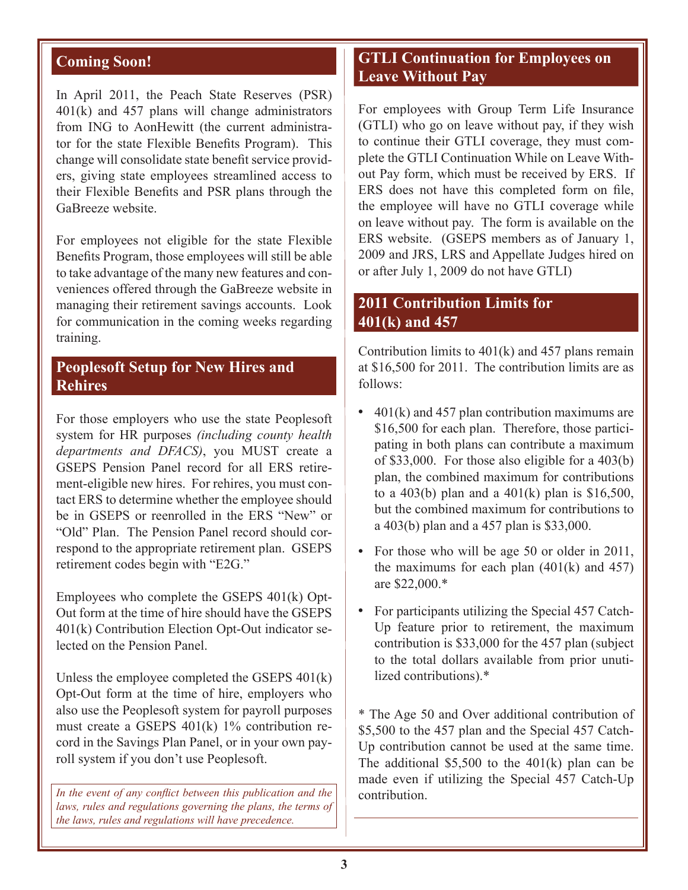## Coming Soon!

In April 2011, the Peach State Reserves (PSR) 401(k) and 457 plans will change administrators from ING to AonHewitt (the current administrator for the state Flexible Benefits Program). This change will consolidate state benefit service providers, giving state employees streamlined access to their Flexible Benefits and PSR plans through the GaBreeze website.

For employees not eligible for the state Flexible Benefits Program, those employees will still be able to take advantage of the many new features and conveniences offered through the GaBreeze website in managing their retirement savings accounts. Look for communication in the coming weeks regarding training.

## Peoplesoft Setup for New Hires and Rehires

For those employers who use the state Peoplesoft system for HR purposes *(including county health departments and DFACS)*, you MUST create a GSEPS Pension Panel record for all ERS retirement-eligible new hires. For rehires, you must contact ERS to determine whether the employee should be in GSEPS or reenrolled in the ERS "New" or "Old" Plan. The Pension Panel record should correspond to the appropriate retirement plan. GSEPS retirement codes begin with "E2G."

Employees who complete the GSEPS 401(k) Opt-Out form at the time of hire should have the GSEPS 401(k) Contribution Election Opt-Out indicator selected on the Pension Panel.

Unless the employee completed the GSEPS 401(k) Opt-Out form at the time of hire, employers who also use the Peoplesoft system for payroll purposes must create a GSEPS 401(k) 1% contribution record in the Savings Plan Panel, or in your own payroll system if you don't use Peoplesoft.

*In the event of any conflict between this publication and the laws, rules and regulations governing the plans, the terms of the laws, rules and regulations will have precedence.*

## GTLI Continuation for Employees on Leave Without Pay

For employees with Group Term Life Insurance (GTLI) who go on leave without pay, if they wish to continue their GTLI coverage, they must complete the GTLI Continuation While on Leave Without Pay form, which must be received by ERS. If ERS does not have this completed form on file, the employee will have no GTLI coverage while on leave without pay. The form is available on the ERS website. (GSEPS members as of January 1, 2009 and JRS, LRS and Appellate Judges hired on or after July 1, 2009 do not have GTLI)

## 2011 Contribution Limits for 401(k) and 457

Contribution limits to 401(k) and 457 plans remain at $16,500 for 2011. The contribution limits are as follows:

- 401(k) and 457 plan contribution maximums are $16,500 for each plan. Therefore, those participating in both plans can contribute a maximum of $33,000. For those also eligible for a 403(b) plan, the combined maximum for contributions to a 403(b) plan and a 401(k) plan is $16,500, but the combined maximum for contributions to a 403(b) plan and a 457 plan is $33,000.
- For those who will be age 50 or older in 2011, the maximums for each plan (401(k) and 457) are $22,000.*
- For participants utilizing the Special 457 Catch-Up feature prior to retirement, the maximum contribution is $33,000 for the 457 plan (subject to the total dollars available from prior unutilized contributions).*

* The Age 50 and Over additional contribution of $5,500 to the 457 plan and the Special 457 Catch-Up contribution cannot be used at the same time. The additional $5,500 to the 401(k) plan can be made even if utilizing the Special 457 Catch-Up contribution.